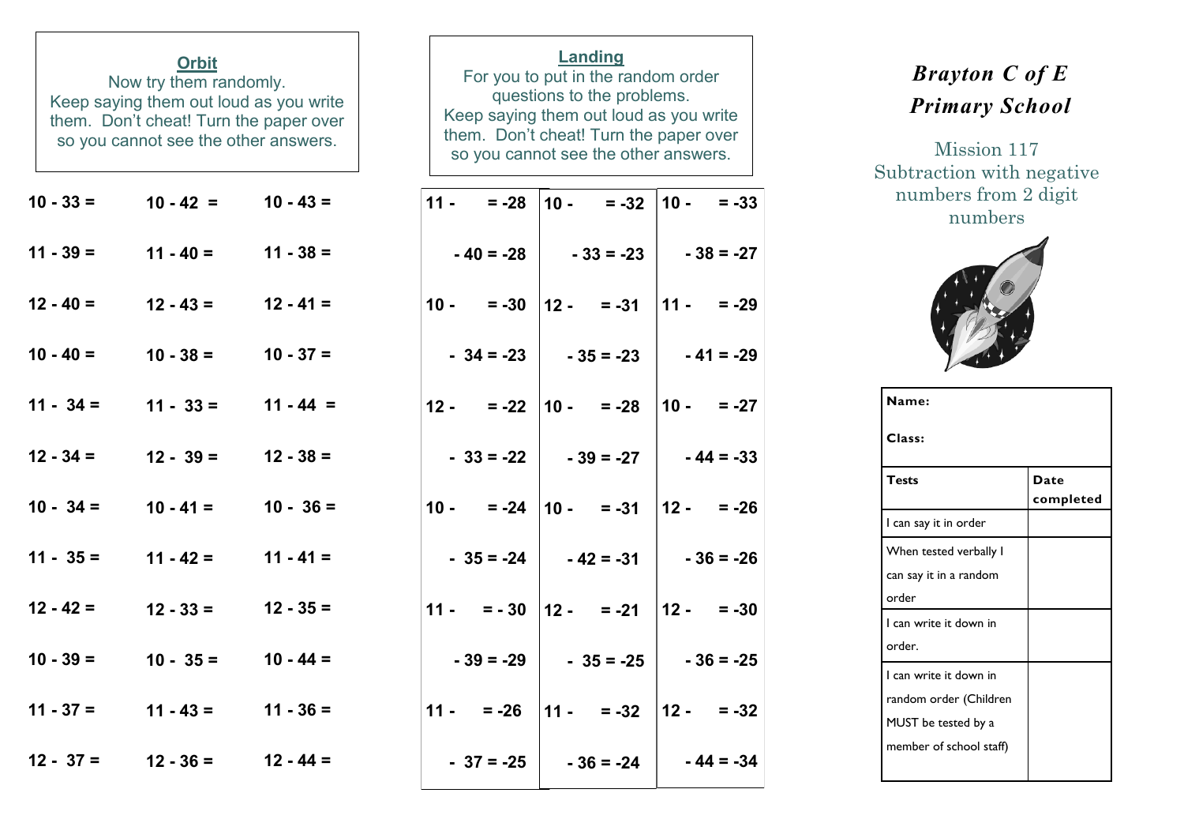## Orbit

Now try them randomly.
Keep saying them out loud as you write them. Don't cheat! Turn the paper over so you cannot see the other answers.

| | | |
|---|---|---|
| 10 - 33 = | 10 - 42 = | 10 - 43 = |
| 11 - 39 = | 11 - 40 = | 11 - 38 = |
| 12 - 40 = | 12 - 43 = | 12 - 41 = |
| 10 - 40 = | 10 - 38 = | 10 - 37 = |
| 11 - 34 = | 11 - 33 = | 11 - 44 = |
| 12 - 34 = | 12 - 39 = | 12 - 38 = |
| 10 - 34 = | 10 - 41 = | 10 - 36 = |
| 11 - 35 = | 11 - 42 = | 11 - 41 = |
| 12 - 42 = | 12 - 33 = | 12 - 35 = |
| 10 - 39 = | 10 - 35 = | 10 - 44 = |
| 11 - 37 = | 11 - 43 = | 11 - 36 = |
| 12 - 37 = | 12 - 36 = | 12 - 44 = |

## Landing

For you to put in the random order questions to the problems.
Keep saying them out loud as you write them. Don't cheat! Turn the paper over so you cannot see the other answers.

| | | |
|---|---|---|
| 11 - = -28 | 10 - = -32 | 10 - = -33 |
| - 40 = -28 | - 33 = -23 | - 38 = -27 |
| 10 - = -30 | 12 - = -31 | 11 - = -29 |
| - 34 = -23 | - 35 = -23 | - 41 = -29 |
| 12 - = -22 | 10 - = -28 | 10 - = -27 |
| - 33 = -22 | - 39 = -27 | - 44 = -33 |
| 10 - = -24 | 10 - = -31 | 12 - = -26 |
| - 35 = -24 | - 42 = -31 | - 36 = -26 |
| 11 - = - 30 | 12 - = -21 | 12 - = -30 |
| - 39 = -29 | - 35 = -25 | - 36 = -25 |
| 11 - = -26 | 11 - = -32 | 12 - = -32 |
| - 37 = -25 | - 36 = -24 | - 44 = -34 |

# *Brayton C of E Primary School*

Mission 117
Subtraction with negative numbers from 2 digit numbers

**Name:**

**Class:**

| Tests | Date completed |
|---|---|
| I can say it in order | |
| When tested verbally I can say it in a random order | |
| I can write it down in order. | |
| I can write it down in random order (Children MUST be tested by a member of school staff) | |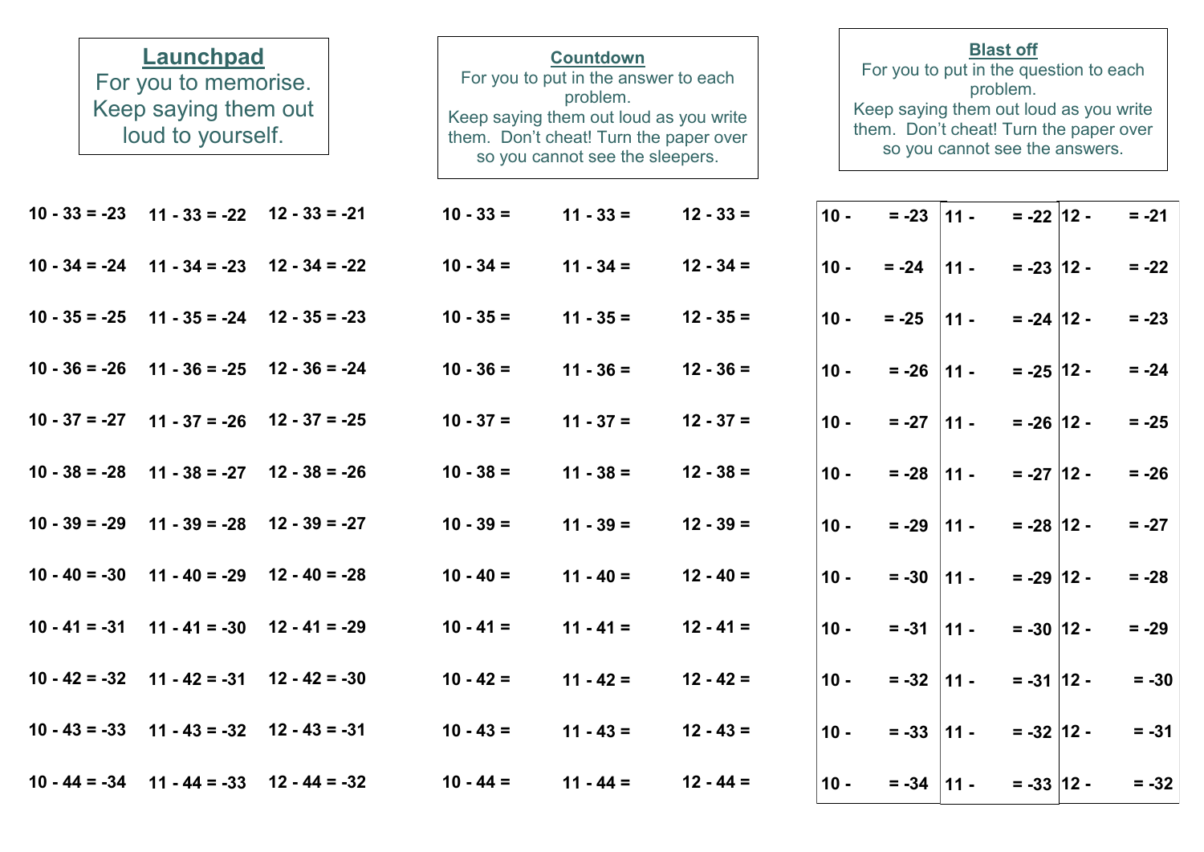**Launchpad**
For you to memorise. Keep saying them out loud to yourself.

**Countdown**
For you to put in the answer to each problem.
Keep saying them out loud as you write them. Don't cheat! Turn the paper over so you cannot see the sleepers.

**Blast off**
For you to put in the question to each problem.
Keep saying them out loud as you write them. Don't cheat! Turn the paper over so you cannot see the answers.

| | | | | | | | | |
|---|---|---|---|---|---|---|---|---|
| 10 - 33 = -23 | 11 - 33 = -22 | 12 - 33 = -21 | 10 - 33 = | 11 - 33 = | 12 - 33 = | 10 - = -23 | 11 - = -22 | 12 - = -21 |
| 10 - 34 = -24 | 11 - 34 = -23 | 12 - 34 = -22 | 10 - 34 = | 11 - 34 = | 12 - 34 = | 10 - = -24 | 11 - = -23 | 12 - = -22 |
| 10 - 35 = -25 | 11 - 35 = -24 | 12 - 35 = -23 | 10 - 35 = | 11 - 35 = | 12 - 35 = | 10 - = -25 | 11 - = -24 | 12 - = -23 |
| 10 - 36 = -26 | 11 - 36 = -25 | 12 - 36 = -24 | 10 - 36 = | 11 - 36 = | 12 - 36 = | 10 - = -26 | 11 - = -25 | 12 - = -24 |
| 10 - 37 = -27 | 11 - 37 = -26 | 12 - 37 = -25 | 10 - 37 = | 11 - 37 = | 12 - 37 = | 10 - = -27 | 11 - = -26 | 12 - = -25 |
| 10 - 38 = -28 | 11 - 38 = -27 | 12 - 38 = -26 | 10 - 38 = | 11 - 38 = | 12 - 38 = | 10 - = -28 | 11 - = -27 | 12 - = -26 |
| 10 - 39 = -29 | 11 - 39 = -28 | 12 - 39 = -27 | 10 - 39 = | 11 - 39 = | 12 - 39 = | 10 - = -29 | 11 - = -28 | 12 - = -27 |
| 10 - 40 = -30 | 11 - 40 = -29 | 12 - 40 = -28 | 10 - 40 = | 11 - 40 = | 12 - 40 = | 10 - = -30 | 11 - = -29 | 12 - = -28 |
| 10 - 41 = -31 | 11 - 41 = -30 | 12 - 41 = -29 | 10 - 41 = | 11 - 41 = | 12 - 41 = | 10 - = -31 | 11 - = -30 | 12 - = -29 |
| 10 - 42 = -32 | 11 - 42 = -31 | 12 - 42 = -30 | 10 - 42 = | 11 - 42 = | 12 - 42 = | 10 - = -32 | 11 - = -31 | 12 - = -30 |
| 10 - 43 = -33 | 11 - 43 = -32 | 12 - 43 = -31 | 10 - 43 = | 11 - 43 = | 12 - 43 = | 10 - = -33 | 11 - = -32 | 12 - = -31 |
| 10 - 44 = -34 | 11 - 44 = -33 | 12 - 44 = -32 | 10 - 44 = | 11 - 44 = | 12 - 44 = | 10 - = -34 | 11 - = -33 | 12 - = -32 |